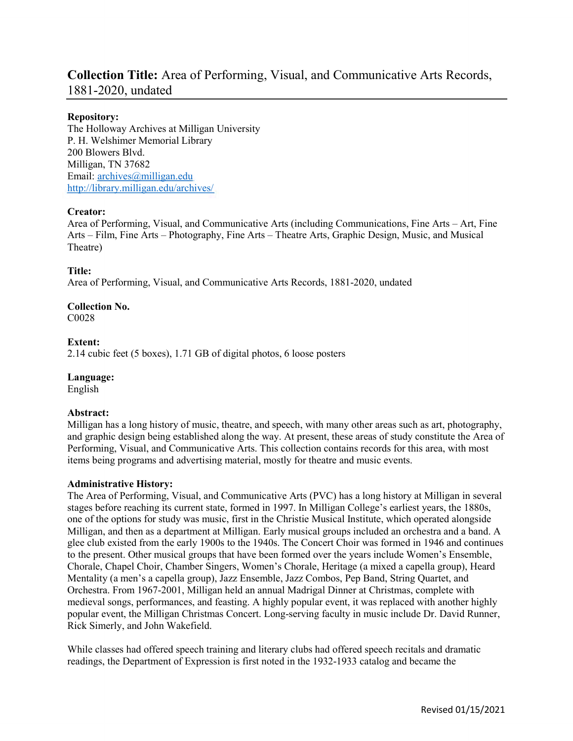# **Collection Title:** Area of Performing, Visual, and Communicative Arts Records, 1881-2020, undated

**Repository:**
The Holloway Archives at Milligan University
P. H. Welshimer Memorial Library
200 Blowers Blvd.
Milligan, TN 37682
Email: archives@milligan.edu
http://library.milligan.edu/archives/

**Creator:**
Area of Performing, Visual, and Communicative Arts (including Communications, Fine Arts – Art, Fine Arts – Film, Fine Arts – Photography, Fine Arts – Theatre Arts, Graphic Design, Music, and Musical Theatre)

**Title:**
Area of Performing, Visual, and Communicative Arts Records, 1881-2020, undated

**Collection No.**
C0028

**Extent:**
2.14 cubic feet (5 boxes), 1.71 GB of digital photos, 6 loose posters

**Language:**
English

**Abstract:**
Milligan has a long history of music, theatre, and speech, with many other areas such as art, photography, and graphic design being established along the way. At present, these areas of study constitute the Area of Performing, Visual, and Communicative Arts. This collection contains records for this area, with most items being programs and advertising material, mostly for theatre and music events.

**Administrative History:**
The Area of Performing, Visual, and Communicative Arts (PVC) has a long history at Milligan in several stages before reaching its current state, formed in 1997. In Milligan College's earliest years, the 1880s, one of the options for study was music, first in the Christie Musical Institute, which operated alongside Milligan, and then as a department at Milligan. Early musical groups included an orchestra and a band. A glee club existed from the early 1900s to the 1940s. The Concert Choir was formed in 1946 and continues to the present. Other musical groups that have been formed over the years include Women's Ensemble, Chorale, Chapel Choir, Chamber Singers, Women's Chorale, Heritage (a mixed a capella group), Heard Mentality (a men's a capella group), Jazz Ensemble, Jazz Combos, Pep Band, String Quartet, and Orchestra. From 1967-2001, Milligan held an annual Madrigal Dinner at Christmas, complete with medieval songs, performances, and feasting. A highly popular event, it was replaced with another highly popular event, the Milligan Christmas Concert. Long-serving faculty in music include Dr. David Runner, Rick Simerly, and John Wakefield.

While classes had offered speech training and literary clubs had offered speech recitals and dramatic readings, the Department of Expression is first noted in the 1932-1933 catalog and became the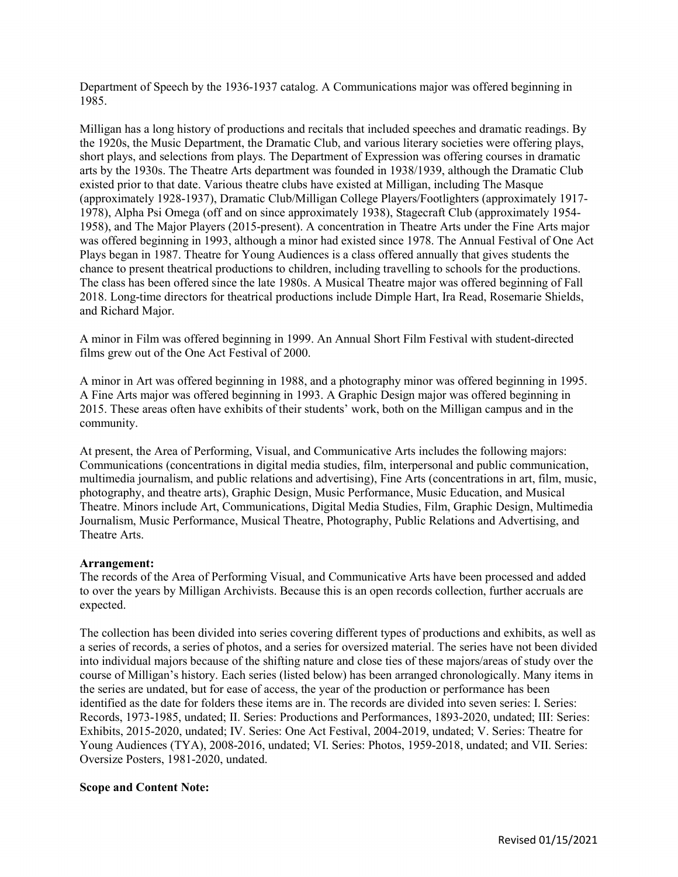Department of Speech by the 1936-1937 catalog. A Communications major was offered beginning in 1985.

Milligan has a long history of productions and recitals that included speeches and dramatic readings. By the 1920s, the Music Department, the Dramatic Club, and various literary societies were offering plays, short plays, and selections from plays. The Department of Expression was offering courses in dramatic arts by the 1930s. The Theatre Arts department was founded in 1938/1939, although the Dramatic Club existed prior to that date. Various theatre clubs have existed at Milligan, including The Masque (approximately 1928-1937), Dramatic Club/Milligan College Players/Footlighters (approximately 1917-1978), Alpha Psi Omega (off and on since approximately 1938), Stagecraft Club (approximately 1954-1958), and The Major Players (2015-present). A concentration in Theatre Arts under the Fine Arts major was offered beginning in 1993, although a minor had existed since 1978. The Annual Festival of One Act Plays began in 1987. Theatre for Young Audiences is a class offered annually that gives students the chance to present theatrical productions to children, including travelling to schools for the productions. The class has been offered since the late 1980s. A Musical Theatre major was offered beginning of Fall 2018. Long-time directors for theatrical productions include Dimple Hart, Ira Read, Rosemarie Shields, and Richard Major.

A minor in Film was offered beginning in 1999. An Annual Short Film Festival with student-directed films grew out of the One Act Festival of 2000.

A minor in Art was offered beginning in 1988, and a photography minor was offered beginning in 1995. A Fine Arts major was offered beginning in 1993. A Graphic Design major was offered beginning in 2015. These areas often have exhibits of their students' work, both on the Milligan campus and in the community.

At present, the Area of Performing, Visual, and Communicative Arts includes the following majors: Communications (concentrations in digital media studies, film, interpersonal and public communication, multimedia journalism, and public relations and advertising), Fine Arts (concentrations in art, film, music, photography, and theatre arts), Graphic Design, Music Performance, Music Education, and Musical Theatre. Minors include Art, Communications, Digital Media Studies, Film, Graphic Design, Multimedia Journalism, Music Performance, Musical Theatre, Photography, Public Relations and Advertising, and Theatre Arts.

**Arrangement:**

The records of the Area of Performing Visual, and Communicative Arts have been processed and added to over the years by Milligan Archivists. Because this is an open records collection, further accruals are expected.

The collection has been divided into series covering different types of productions and exhibits, as well as a series of records, a series of photos, and a series for oversized material. The series have not been divided into individual majors because of the shifting nature and close ties of these majors/areas of study over the course of Milligan's history. Each series (listed below) has been arranged chronologically. Many items in the series are undated, but for ease of access, the year of the production or performance has been identified as the date for folders these items are in. The records are divided into seven series: I. Series: Records, 1973-1985, undated; II. Series: Productions and Performances, 1893-2020, undated; III: Series: Exhibits, 2015-2020, undated; IV. Series: One Act Festival, 2004-2019, undated; V. Series: Theatre for Young Audiences (TYA), 2008-2016, undated; VI. Series: Photos, 1959-2018, undated; and VII. Series: Oversize Posters, 1981-2020, undated.

**Scope and Content Note:**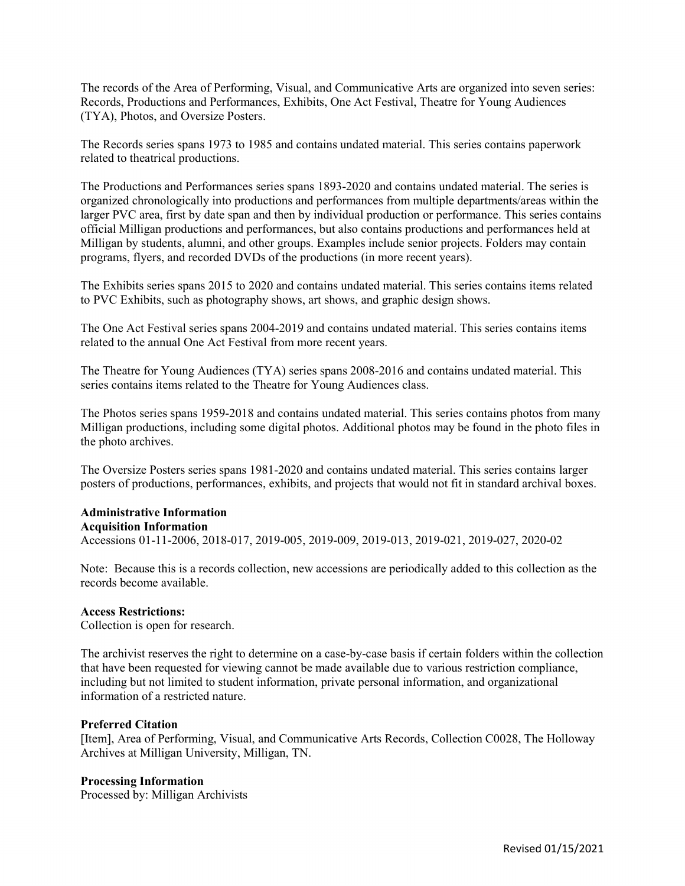The records of the Area of Performing, Visual, and Communicative Arts are organized into seven series: Records, Productions and Performances, Exhibits, One Act Festival, Theatre for Young Audiences (TYA), Photos, and Oversize Posters.

The Records series spans 1973 to 1985 and contains undated material. This series contains paperwork related to theatrical productions.

The Productions and Performances series spans 1893-2020 and contains undated material. The series is organized chronologically into productions and performances from multiple departments/areas within the larger PVC area, first by date span and then by individual production or performance. This series contains official Milligan productions and performances, but also contains productions and performances held at Milligan by students, alumni, and other groups. Examples include senior projects. Folders may contain programs, flyers, and recorded DVDs of the productions (in more recent years).

The Exhibits series spans 2015 to 2020 and contains undated material. This series contains items related to PVC Exhibits, such as photography shows, art shows, and graphic design shows.

The One Act Festival series spans 2004-2019 and contains undated material. This series contains items related to the annual One Act Festival from more recent years.

The Theatre for Young Audiences (TYA) series spans 2008-2016 and contains undated material. This series contains items related to the Theatre for Young Audiences class.

The Photos series spans 1959-2018 and contains undated material. This series contains photos from many Milligan productions, including some digital photos. Additional photos may be found in the photo files in the photo archives.

The Oversize Posters series spans 1981-2020 and contains undated material. This series contains larger posters of productions, performances, exhibits, and projects that would not fit in standard archival boxes.

**Administrative Information**

**Acquisition Information**

Accessions 01-11-2006, 2018-017, 2019-005, 2019-009, 2019-013, 2019-021, 2019-027, 2020-02

Note: Because this is a records collection, new accessions are periodically added to this collection as the records become available.

**Access Restrictions:**

Collection is open for research.

The archivist reserves the right to determine on a case-by-case basis if certain folders within the collection that have been requested for viewing cannot be made available due to various restriction compliance, including but not limited to student information, private personal information, and organizational information of a restricted nature.

**Preferred Citation**

[Item], Area of Performing, Visual, and Communicative Arts Records, Collection C0028, The Holloway Archives at Milligan University, Milligan, TN.

**Processing Information**

Processed by: Milligan Archivists

Revised 01/15/2021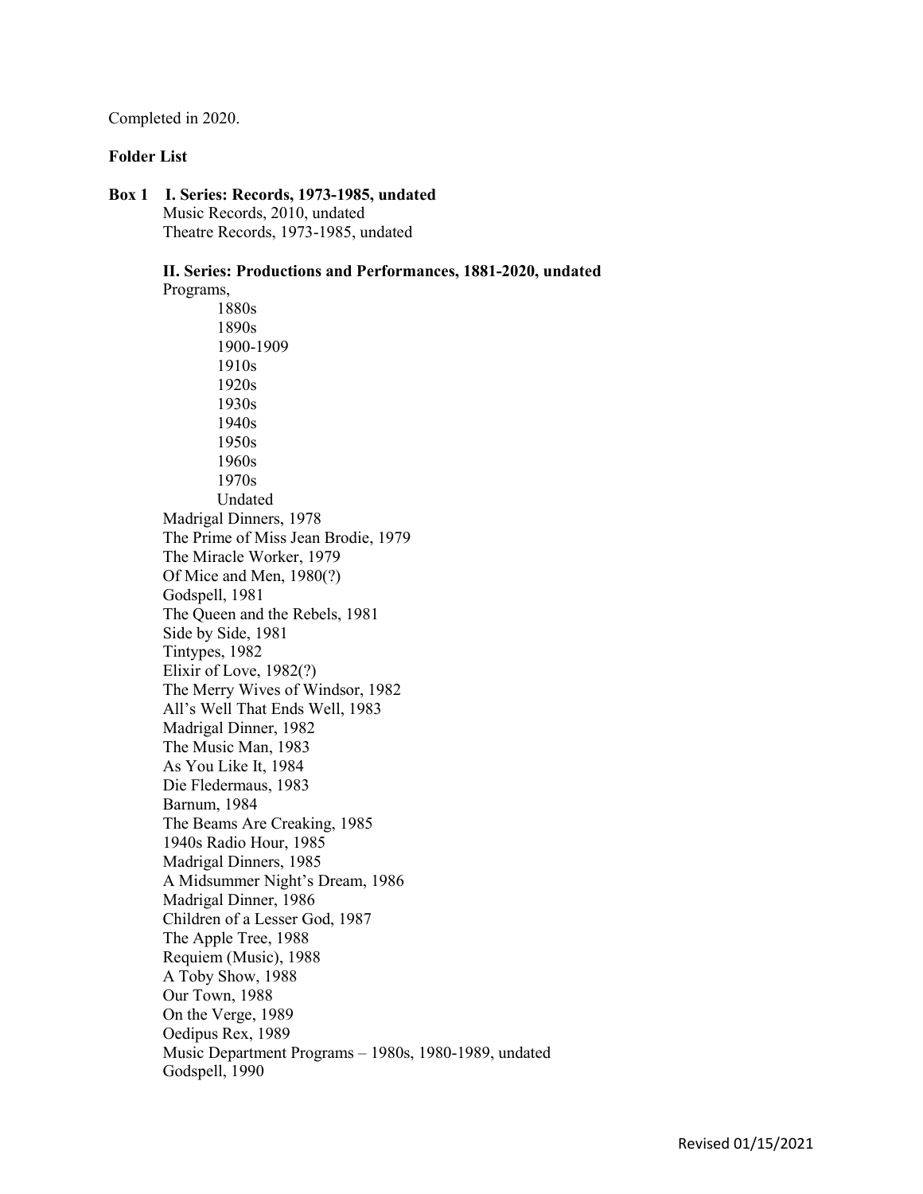Completed in 2020.

**Folder List**

**Box 1 I. Series: Records, 1973-1985, undated**

Music Records, 2010, undated
Theatre Records, 1973-1985, undated

**II. Series: Productions and Performances, 1881-2020, undated**

Programs,
- 1880s
- 1890s
- 1900-1909
- 1910s
- 1920s
- 1930s
- 1940s
- 1950s
- 1960s
- 1970s
- Undated

Madrigal Dinners, 1978
The Prime of Miss Jean Brodie, 1979
The Miracle Worker, 1979
Of Mice and Men, 1980(?)
Godspell, 1981
The Queen and the Rebels, 1981
Side by Side, 1981
Tintypes, 1982
Elixir of Love, 1982(?)
The Merry Wives of Windsor, 1982
All's Well That Ends Well, 1983
Madrigal Dinner, 1982
The Music Man, 1983
As You Like It, 1984
Die Fledermaus, 1983
Barnum, 1984
The Beams Are Creaking, 1985
1940s Radio Hour, 1985
Madrigal Dinners, 1985
A Midsummer Night's Dream, 1986
Madrigal Dinner, 1986
Children of a Lesser God, 1987
The Apple Tree, 1988
Requiem (Music), 1988
A Toby Show, 1988
Our Town, 1988
On the Verge, 1989
Oedipus Rex, 1989
Music Department Programs – 1980s, 1980-1989, undated
Godspell, 1990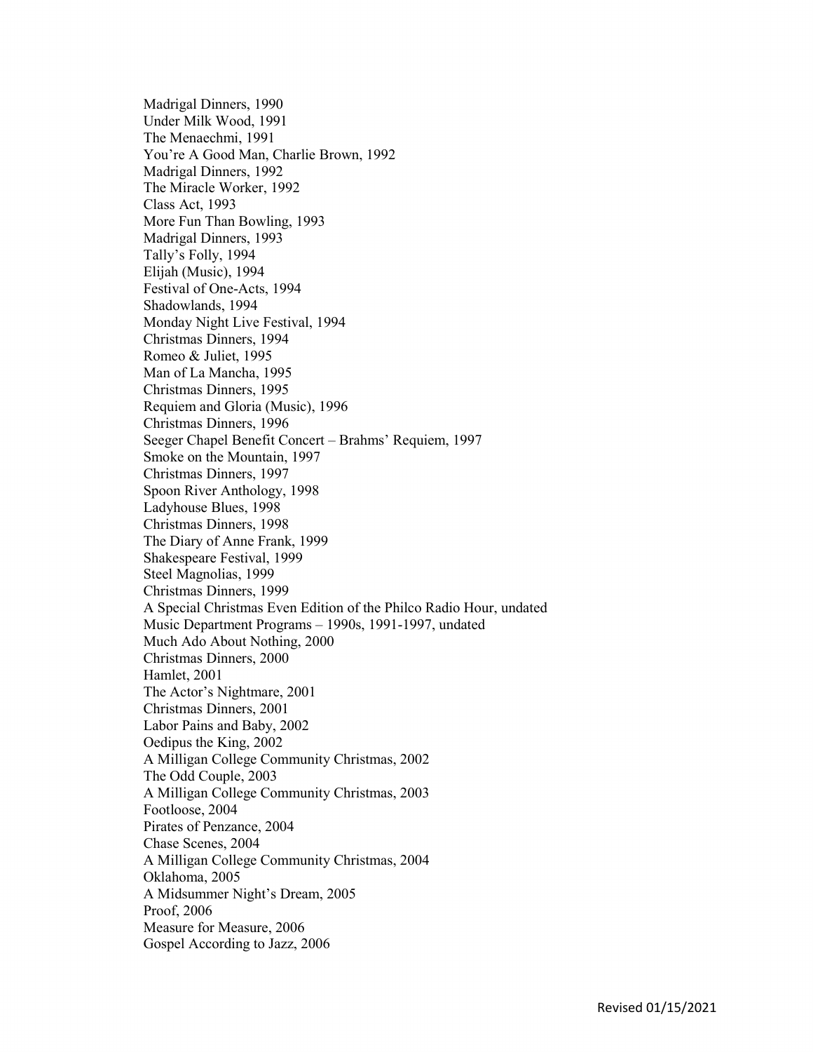Madrigal Dinners, 1990
Under Milk Wood, 1991
The Menaechmi, 1991
You're A Good Man, Charlie Brown, 1992
Madrigal Dinners, 1992
The Miracle Worker, 1992
Class Act, 1993
More Fun Than Bowling, 1993
Madrigal Dinners, 1993
Tally's Folly, 1994
Elijah (Music), 1994
Festival of One-Acts, 1994
Shadowlands, 1994
Monday Night Live Festival, 1994
Christmas Dinners, 1994
Romeo & Juliet, 1995
Man of La Mancha, 1995
Christmas Dinners, 1995
Requiem and Gloria (Music), 1996
Christmas Dinners, 1996
Seeger Chapel Benefit Concert – Brahms' Requiem, 1997
Smoke on the Mountain, 1997
Christmas Dinners, 1997
Spoon River Anthology, 1998
Ladyhouse Blues, 1998
Christmas Dinners, 1998
The Diary of Anne Frank, 1999
Shakespeare Festival, 1999
Steel Magnolias, 1999
Christmas Dinners, 1999
A Special Christmas Even Edition of the Philco Radio Hour, undated
Music Department Programs – 1990s, 1991-1997, undated
Much Ado About Nothing, 2000
Christmas Dinners, 2000
Hamlet, 2001
The Actor's Nightmare, 2001
Christmas Dinners, 2001
Labor Pains and Baby, 2002
Oedipus the King, 2002
A Milligan College Community Christmas, 2002
The Odd Couple, 2003
A Milligan College Community Christmas, 2003
Footloose, 2004
Pirates of Penzance, 2004
Chase Scenes, 2004
A Milligan College Community Christmas, 2004
Oklahoma, 2005
A Midsummer Night's Dream, 2005
Proof, 2006
Measure for Measure, 2006
Gospel According to Jazz, 2006

Revised 01/15/2021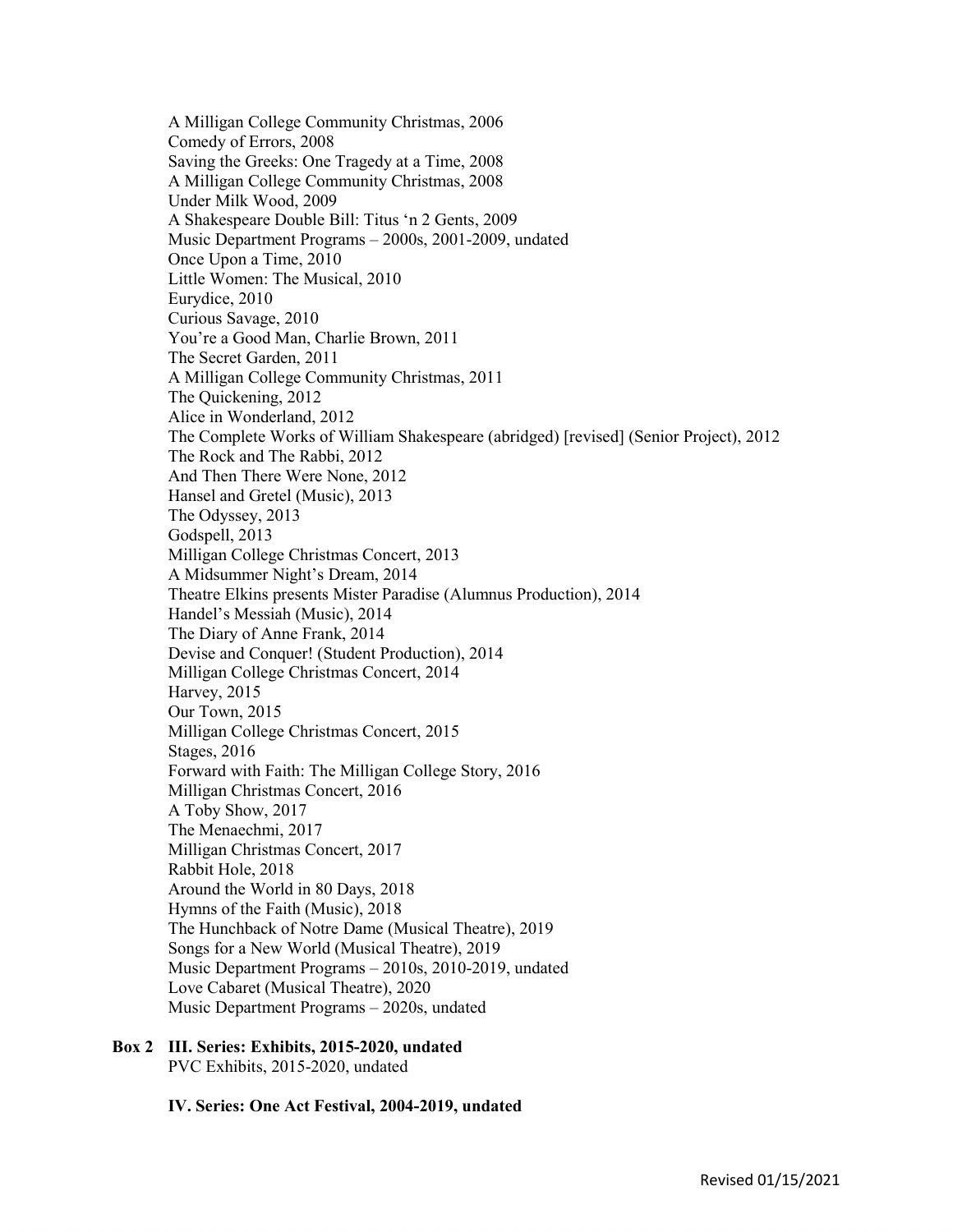A Milligan College Community Christmas, 2006
Comedy of Errors, 2008
Saving the Greeks: One Tragedy at a Time, 2008
A Milligan College Community Christmas, 2008
Under Milk Wood, 2009
A Shakespeare Double Bill: Titus 'n 2 Gents, 2009
Music Department Programs – 2000s, 2001-2009, undated
Once Upon a Time, 2010
Little Women: The Musical, 2010
Eurydice, 2010
Curious Savage, 2010
You're a Good Man, Charlie Brown, 2011
The Secret Garden, 2011
A Milligan College Community Christmas, 2011
The Quickening, 2012
Alice in Wonderland, 2012
The Complete Works of William Shakespeare (abridged) [revised] (Senior Project), 2012
The Rock and The Rabbi, 2012
And Then There Were None, 2012
Hansel and Gretel (Music), 2013
The Odyssey, 2013
Godspell, 2013
Milligan College Christmas Concert, 2013
A Midsummer Night's Dream, 2014
Theatre Elkins presents Mister Paradise (Alumnus Production), 2014
Handel's Messiah (Music), 2014
The Diary of Anne Frank, 2014
Devise and Conquer! (Student Production), 2014
Milligan College Christmas Concert, 2014
Harvey, 2015
Our Town, 2015
Milligan College Christmas Concert, 2015
Stages, 2016
Forward with Faith: The Milligan College Story, 2016
Milligan Christmas Concert, 2016
A Toby Show, 2017
The Menaechmi, 2017
Milligan Christmas Concert, 2017
Rabbit Hole, 2018
Around the World in 80 Days, 2018
Hymns of the Faith (Music), 2018
The Hunchback of Notre Dame (Musical Theatre), 2019
Songs for a New World (Musical Theatre), 2019
Music Department Programs – 2010s, 2010-2019, undated
Love Cabaret (Musical Theatre), 2020
Music Department Programs – 2020s, undated

**Box 2 III. Series: Exhibits, 2015-2020, undated**
PVC Exhibits, 2015-2020, undated

**IV. Series: One Act Festival, 2004-2019, undated**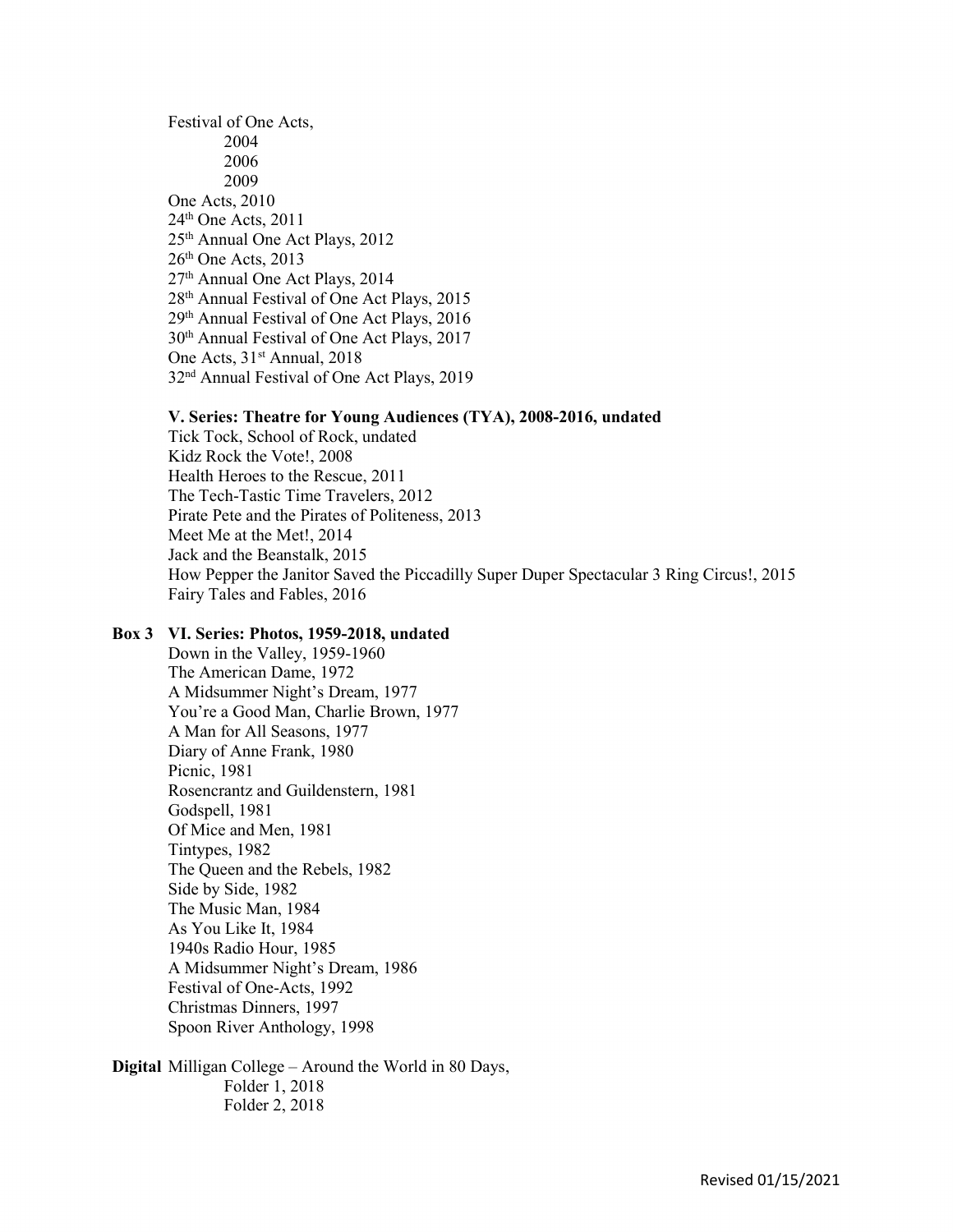Festival of One Acts,
- 2004
- 2006
- 2009

One Acts, 2010
24th One Acts, 2011
25th Annual One Act Plays, 2012
26th One Acts, 2013
27th Annual One Act Plays, 2014
28th Annual Festival of One Act Plays, 2015
29th Annual Festival of One Act Plays, 2016
30th Annual Festival of One Act Plays, 2017
One Acts, 31st Annual, 2018
32nd Annual Festival of One Act Plays, 2019

**V. Series: Theatre for Young Audiences (TYA), 2008-2016, undated**

Tick Tock, School of Rock, undated
Kidz Rock the Vote!, 2008
Health Heroes to the Rescue, 2011
The Tech-Tastic Time Travelers, 2012
Pirate Pete and the Pirates of Politeness, 2013
Meet Me at the Met!, 2014
Jack and the Beanstalk, 2015
How Pepper the Janitor Saved the Piccadilly Super Duper Spectacular 3 Ring Circus!, 2015
Fairy Tales and Fables, 2016

**Box 3 VI. Series: Photos, 1959-2018, undated**

Down in the Valley, 1959-1960
The American Dame, 1972
A Midsummer Night's Dream, 1977
You're a Good Man, Charlie Brown, 1977
A Man for All Seasons, 1977
Diary of Anne Frank, 1980
Picnic, 1981
Rosencrantz and Guildenstern, 1981
Godspell, 1981
Of Mice and Men, 1981
Tintypes, 1982
The Queen and the Rebels, 1982
Side by Side, 1982
The Music Man, 1984
As You Like It, 1984
1940s Radio Hour, 1985
A Midsummer Night's Dream, 1986
Festival of One-Acts, 1992
Christmas Dinners, 1997
Spoon River Anthology, 1998

**Digital** Milligan College – Around the World in 80 Days,
- Folder 1, 2018
- Folder 2, 2018

Revised 01/15/2021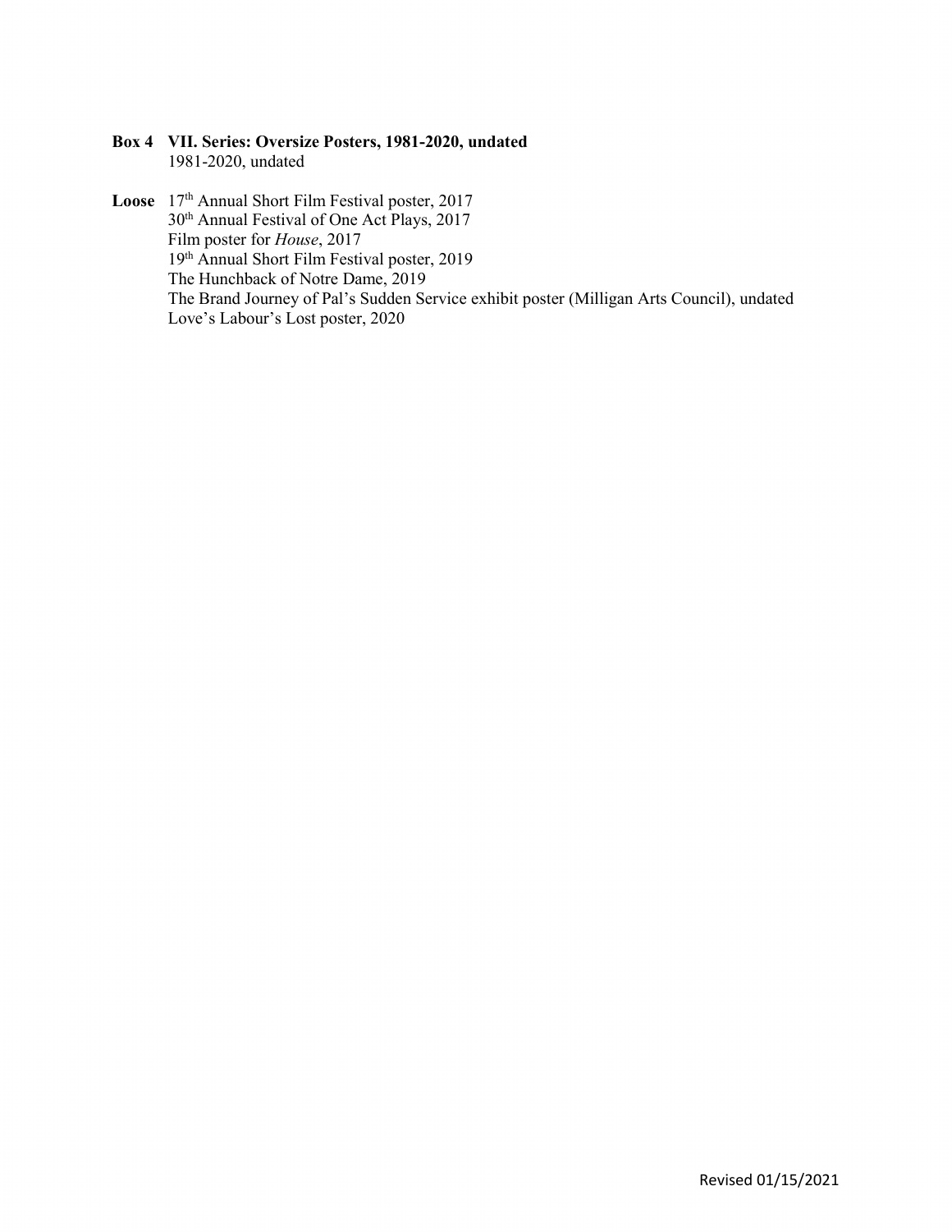**Box 4 VII. Series: Oversize Posters, 1981-2020, undated**
1981-2020, undated

**Loose** 17th Annual Short Film Festival poster, 2017
30th Annual Festival of One Act Plays, 2017
Film poster for *House*, 2017
19th Annual Short Film Festival poster, 2019
The Hunchback of Notre Dame, 2019
The Brand Journey of Pal's Sudden Service exhibit poster (Milligan Arts Council), undated
Love's Labour's Lost poster, 2020

Revised 01/15/2021